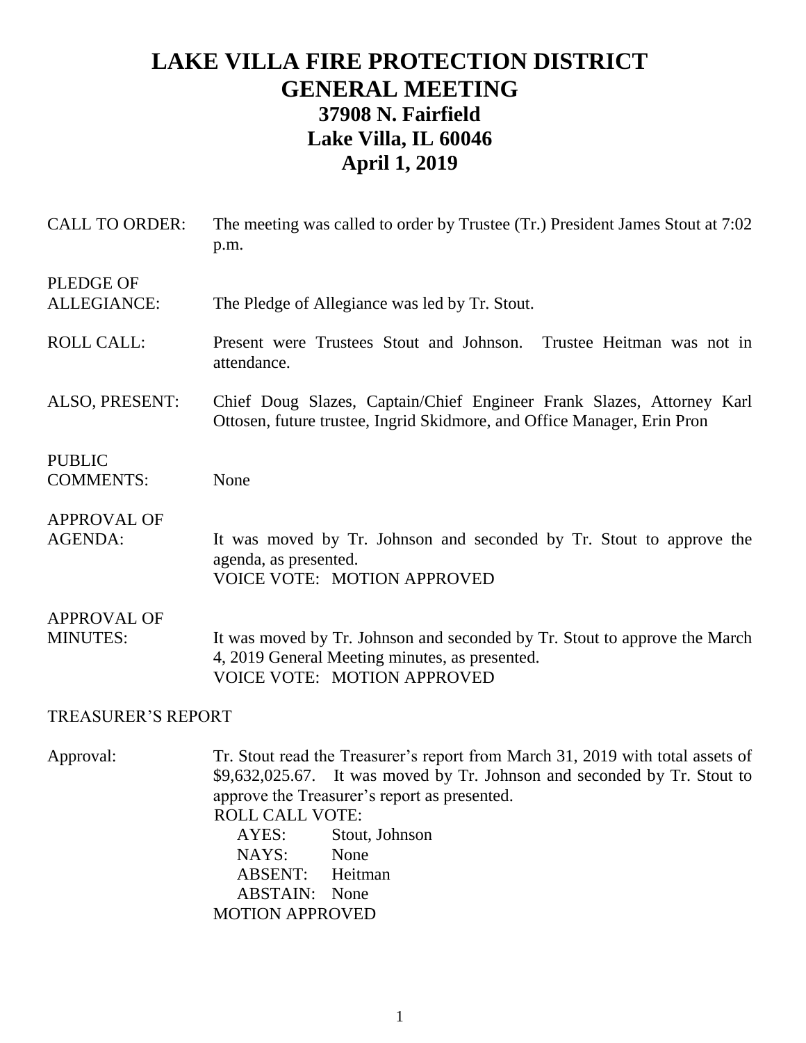# LAKE VILLA FIRE PROTECTION DISTRICT
# GENERAL MEETING
## 37908 N. Fairfield
## Lake Villa, IL 60046
## April 1, 2019

**CALL TO ORDER:** The meeting was called to order by Trustee (Tr.) President James Stout at 7:02 p.m.

**PLEDGE OF ALLEGIANCE:** The Pledge of Allegiance was led by Tr. Stout.

**ROLL CALL:** Present were Trustees Stout and Johnson. Trustee Heitman was not in attendance.

**ALSO, PRESENT:** Chief Doug Slazes, Captain/Chief Engineer Frank Slazes, Attorney Karl Ottosen, future trustee, Ingrid Skidmore, and Office Manager, Erin Pron

**PUBLIC COMMENTS:** None

**APPROVAL OF AGENDA:** It was moved by Tr. Johnson and seconded by Tr. Stout to approve the agenda, as presented.
VOICE VOTE: MOTION APPROVED

**APPROVAL OF MINUTES:** It was moved by Tr. Johnson and seconded by Tr. Stout to approve the March 4, 2019 General Meeting minutes, as presented.
VOICE VOTE: MOTION APPROVED

## TREASURER'S REPORT

**Approval:** Tr. Stout read the Treasurer's report from March 31, 2019 with total assets of $9,632,025.67. It was moved by Tr. Johnson and seconded by Tr. Stout to approve the Treasurer's report as presented.

ROLL CALL VOTE:
- AYES: Stout, Johnson
- NAYS: None
- ABSENT: Heitman
- ABSTAIN: None

MOTION APPROVED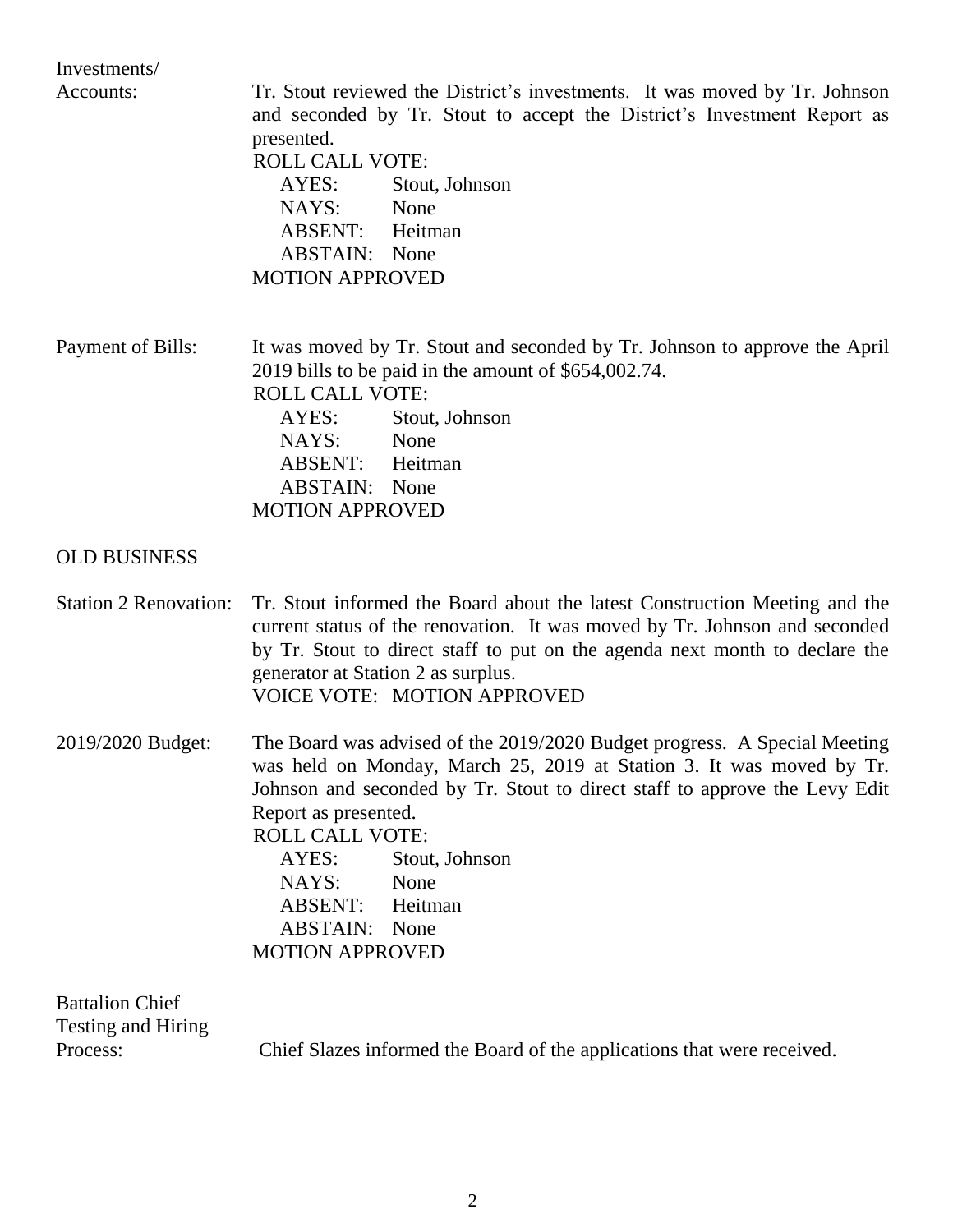**Investments/ Accounts:** Tr. Stout reviewed the District's investments. It was moved by Tr. Johnson and seconded by Tr. Stout to accept the District's Investment Report as presented.

ROLL CALL VOTE:
- AYES: Stout, Johnson
- NAYS: None
- ABSENT: Heitman
- ABSTAIN: None

MOTION APPROVED

**Payment of Bills:** It was moved by Tr. Stout and seconded by Tr. Johnson to approve the April 2019 bills to be paid in the amount of $654,002.74.

ROLL CALL VOTE:
- AYES: Stout, Johnson
- NAYS: None
- ABSENT: Heitman
- ABSTAIN: None

MOTION APPROVED

## OLD BUSINESS

**Station 2 Renovation:** Tr. Stout informed the Board about the latest Construction Meeting and the current status of the renovation. It was moved by Tr. Johnson and seconded by Tr. Stout to direct staff to put on the agenda next month to declare the generator at Station 2 as surplus.

VOICE VOTE: MOTION APPROVED

**2019/2020 Budget:** The Board was advised of the 2019/2020 Budget progress. A Special Meeting was held on Monday, March 25, 2019 at Station 3. It was moved by Tr. Johnson and seconded by Tr. Stout to direct staff to approve the Levy Edit Report as presented.

ROLL CALL VOTE:
- AYES: Stout, Johnson
- NAYS: None
- ABSENT: Heitman
- ABSTAIN: None

MOTION APPROVED

**Battalion Chief Testing and Hiring Process:** Chief Slazes informed the Board of the applications that were received.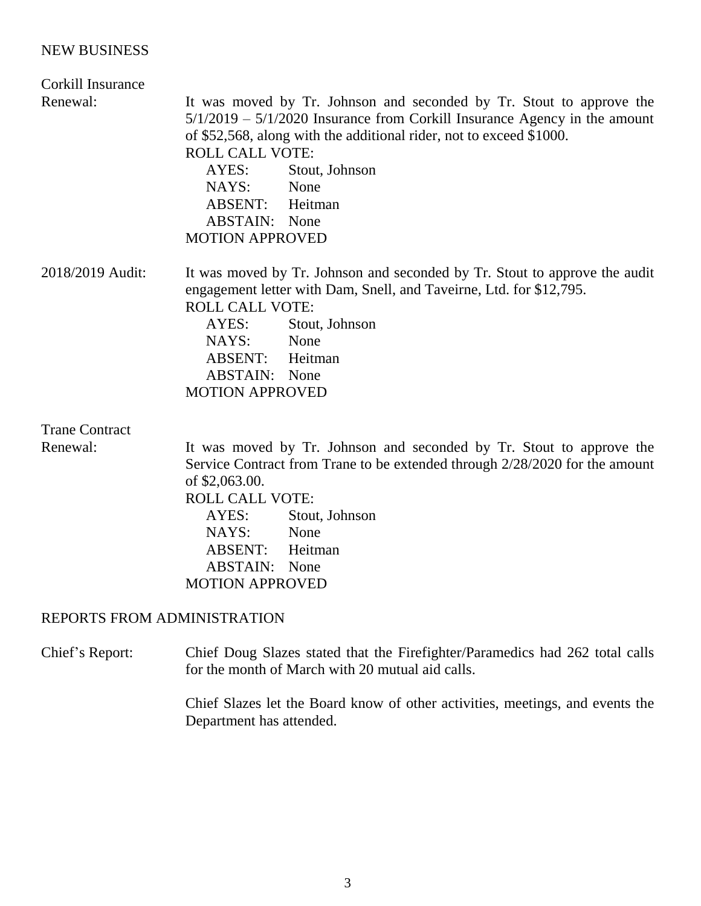## NEW BUSINESS

**Corkill Insurance Renewal:**

It was moved by Tr. Johnson and seconded by Tr. Stout to approve the 5/1/2019 – 5/1/2020 Insurance from Corkill Insurance Agency in the amount of $52,568, along with the additional rider, not to exceed $1000.

ROLL CALL VOTE:

AYES: Stout, Johnson
NAYS: None
ABSENT: Heitman
ABSTAIN: None

MOTION APPROVED

**2018/2019 Audit:**

It was moved by Tr. Johnson and seconded by Tr. Stout to approve the audit engagement letter with Dam, Snell, and Taveirne, Ltd. for $12,795.

ROLL CALL VOTE:

AYES: Stout, Johnson
NAYS: None
ABSENT: Heitman
ABSTAIN: None

MOTION APPROVED

**Trane Contract Renewal:**

It was moved by Tr. Johnson and seconded by Tr. Stout to approve the Service Contract from Trane to be extended through 2/28/2020 for the amount of $2,063.00.

ROLL CALL VOTE:

AYES: Stout, Johnson
NAYS: None
ABSENT: Heitman
ABSTAIN: None

MOTION APPROVED

## REPORTS FROM ADMINISTRATION

**Chief's Report:**

Chief Doug Slazes stated that the Firefighter/Paramedics had 262 total calls for the month of March with 20 mutual aid calls.

Chief Slazes let the Board know of other activities, meetings, and events the Department has attended.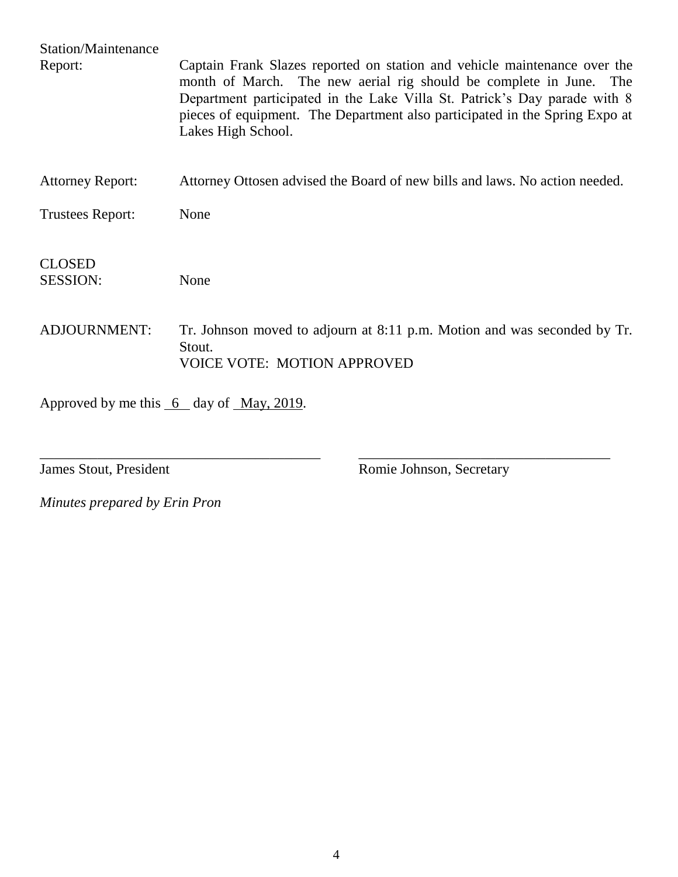Station/Maintenance Report: Captain Frank Slazes reported on station and vehicle maintenance over the month of March. The new aerial rig should be complete in June. The Department participated in the Lake Villa St. Patrick's Day parade with 8 pieces of equipment. The Department also participated in the Spring Expo at Lakes High School.

Attorney Report: Attorney Ottosen advised the Board of new bills and laws. No action needed.

Trustees Report: None

CLOSED SESSION: None

ADJOURNMENT: Tr. Johnson moved to adjourn at 8:11 p.m. Motion and was seconded by Tr. Stout.
VOICE VOTE: MOTION APPROVED

Approved by me this 6 day of May, 2019.

James Stout, President

Romie Johnson, Secretary

*Minutes prepared by Erin Pron*